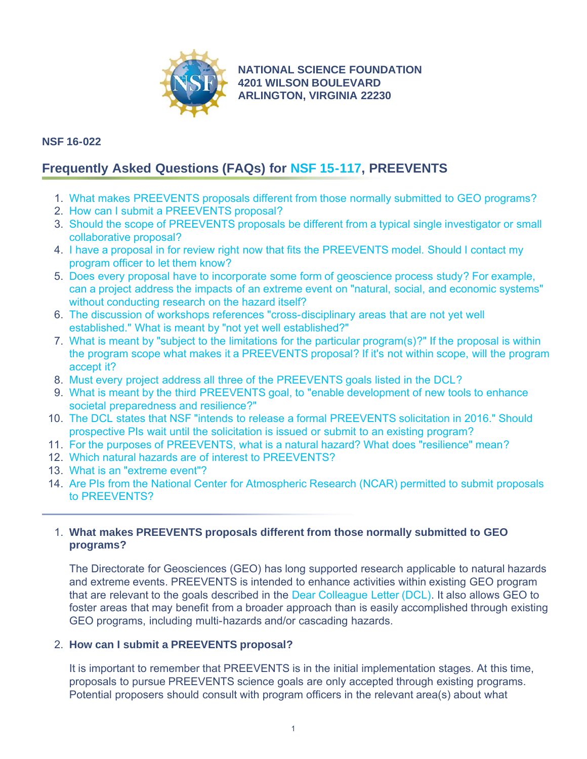NATIONAL SCIENCE FOUNDATION
4201 WILSON BOULEVARD
ARLINGTON, VIRGINIA 22230

**NSF 16-022**

## Frequently Asked Questions (FAQs) for NSF 15-117, PREEVENTS

1. What makes PREEVENTS proposals different from those normally submitted to GEO programs?
2. How can I submit a PREEVENTS proposal?
3. Should the scope of PREEVENTS proposals be different from a typical single investigator or small collaborative proposal?
4. I have a proposal in for review right now that fits the PREEVENTS model. Should I contact my program officer to let them know?
5. Does every proposal have to incorporate some form of geoscience process study? For example, can a project address the impacts of an extreme event on "natural, social, and economic systems" without conducting research on the hazard itself?
6. The discussion of workshops references "cross-disciplinary areas that are not yet well established." What is meant by "not yet well established?"
7. What is meant by "subject to the limitations for the particular program(s)?" If the proposal is within the program scope what makes it a PREEVENTS proposal? If it's not within scope, will the program accept it?
8. Must every project address all three of the PREEVENTS goals listed in the DCL?
9. What is meant by the third PREEVENTS goal, to "enable development of new tools to enhance societal preparedness and resilience?"
10. The DCL states that NSF "intends to release a formal PREEVENTS solicitation in 2016." Should prospective PIs wait until the solicitation is issued or submit to an existing program?
11. For the purposes of PREEVENTS, what is a natural hazard? What does "resilience" mean?
12. Which natural hazards are of interest to PREEVENTS?
13. What is an "extreme event"?
14. Are PIs from the National Center for Atmospheric Research (NCAR) permitted to submit proposals to PREEVENTS?

---

1. **What makes PREEVENTS proposals different from those normally submitted to GEO programs?**

   The Directorate for Geosciences (GEO) has long supported research applicable to natural hazards and extreme events. PREEVENTS is intended to enhance activities within existing GEO program that are relevant to the goals described in the Dear Colleague Letter (DCL). It also allows GEO to foster areas that may benefit from a broader approach than is easily accomplished through existing GEO programs, including multi-hazards and/or cascading hazards.

2. **How can I submit a PREEVENTS proposal?**

   It is important to remember that PREEVENTS is in the initial implementation stages. At this time, proposals to pursue PREEVENTS science goals are only accepted through existing programs. Potential proposers should consult with program officers in the relevant area(s) about what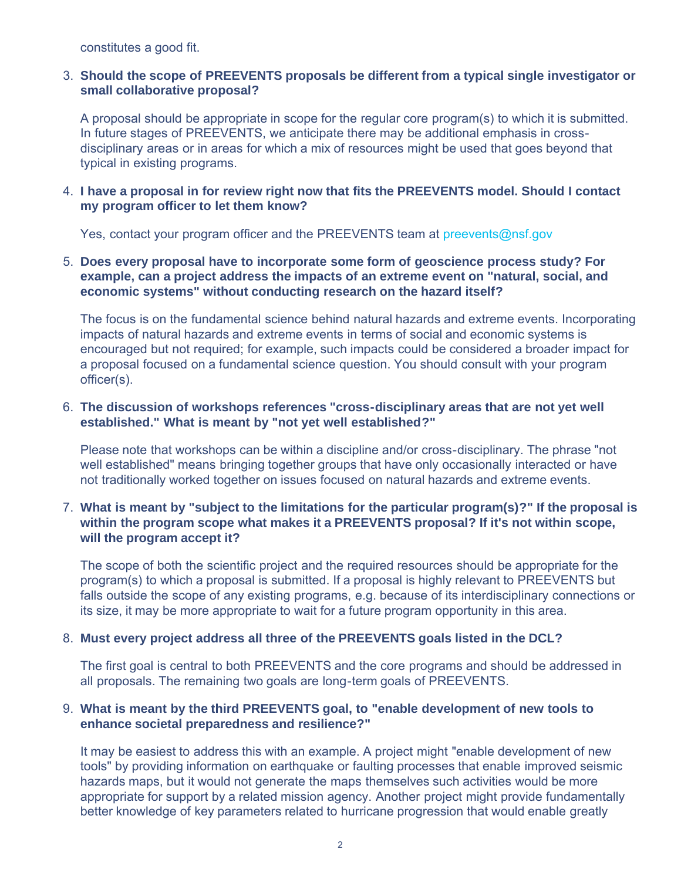constitutes a good fit.

3. **Should the scope of PREEVENTS proposals be different from a typical single investigator or small collaborative proposal?**

   A proposal should be appropriate in scope for the regular core program(s) to which it is submitted. In future stages of PREEVENTS, we anticipate there may be additional emphasis in cross-disciplinary areas or in areas for which a mix of resources might be used that goes beyond that typical in existing programs.

4. **I have a proposal in for review right now that fits the PREEVENTS model. Should I contact my program officer to let them know?**

   Yes, contact your program officer and the PREEVENTS team at preevents@nsf.gov

5. **Does every proposal have to incorporate some form of geoscience process study? For example, can a project address the impacts of an extreme event on "natural, social, and economic systems" without conducting research on the hazard itself?**

   The focus is on the fundamental science behind natural hazards and extreme events. Incorporating impacts of natural hazards and extreme events in terms of social and economic systems is encouraged but not required; for example, such impacts could be considered a broader impact for a proposal focused on a fundamental science question. You should consult with your program officer(s).

6. **The discussion of workshops references "cross-disciplinary areas that are not yet well established." What is meant by "not yet well established?"**

   Please note that workshops can be within a discipline and/or cross-disciplinary. The phrase "not well established" means bringing together groups that have only occasionally interacted or have not traditionally worked together on issues focused on natural hazards and extreme events.

7. **What is meant by "subject to the limitations for the particular program(s)?" If the proposal is within the program scope what makes it a PREEVENTS proposal? If it's not within scope, will the program accept it?**

   The scope of both the scientific project and the required resources should be appropriate for the program(s) to which a proposal is submitted. If a proposal is highly relevant to PREEVENTS but falls outside the scope of any existing programs, e.g. because of its interdisciplinary connections or its size, it may be more appropriate to wait for a future program opportunity in this area.

8. **Must every project address all three of the PREEVENTS goals listed in the DCL?**

   The first goal is central to both PREEVENTS and the core programs and should be addressed in all proposals. The remaining two goals are long-term goals of PREEVENTS.

9. **What is meant by the third PREEVENTS goal, to "enable development of new tools to enhance societal preparedness and resilience?"**

   It may be easiest to address this with an example. A project might "enable development of new tools" by providing information on earthquake or faulting processes that enable improved seismic hazards maps, but it would not generate the maps themselves such activities would be more appropriate for support by a related mission agency. Another project might provide fundamentally better knowledge of key parameters related to hurricane progression that would enable greatly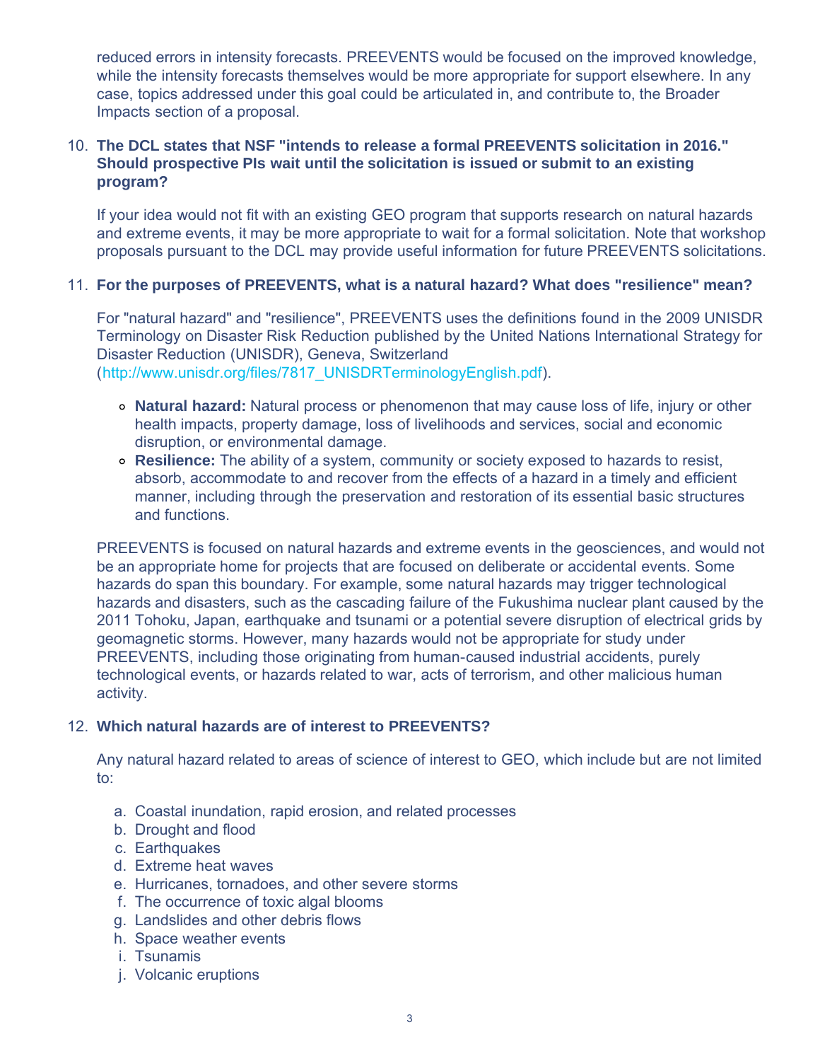reduced errors in intensity forecasts. PREEVENTS would be focused on the improved knowledge, while the intensity forecasts themselves would be more appropriate for support elsewhere. In any case, topics addressed under this goal could be articulated in, and contribute to, the Broader Impacts section of a proposal.

10. **The DCL states that NSF "intends to release a formal PREEVENTS solicitation in 2016." Should prospective PIs wait until the solicitation is issued or submit to an existing program?**

    If your idea would not fit with an existing GEO program that supports research on natural hazards and extreme events, it may be more appropriate to wait for a formal solicitation. Note that workshop proposals pursuant to the DCL may provide useful information for future PREEVENTS solicitations.

11. **For the purposes of PREEVENTS, what is a natural hazard? What does "resilience" mean?**

    For "natural hazard" and "resilience", PREEVENTS uses the definitions found in the 2009 UNISDR Terminology on Disaster Risk Reduction published by the United Nations International Strategy for Disaster Reduction (UNISDR), Geneva, Switzerland (http://www.unisdr.org/files/7817_UNISDRTerminologyEnglish.pdf).

    - **Natural hazard:** Natural process or phenomenon that may cause loss of life, injury or other health impacts, property damage, loss of livelihoods and services, social and economic disruption, or environmental damage.
    - **Resilience:** The ability of a system, community or society exposed to hazards to resist, absorb, accommodate to and recover from the effects of a hazard in a timely and efficient manner, including through the preservation and restoration of its essential basic structures and functions.

    PREEVENTS is focused on natural hazards and extreme events in the geosciences, and would not be an appropriate home for projects that are focused on deliberate or accidental events. Some hazards do span this boundary. For example, some natural hazards may trigger technological hazards and disasters, such as the cascading failure of the Fukushima nuclear plant caused by the 2011 Tohoku, Japan, earthquake and tsunami or a potential severe disruption of electrical grids by geomagnetic storms. However, many hazards would not be appropriate for study under PREEVENTS, including those originating from human-caused industrial accidents, purely technological events, or hazards related to war, acts of terrorism, and other malicious human activity.

12. **Which natural hazards are of interest to PREEVENTS?**

    Any natural hazard related to areas of science of interest to GEO, which include but are not limited to:

    a. Coastal inundation, rapid erosion, and related processes
    b. Drought and flood
    c. Earthquakes
    d. Extreme heat waves
    e. Hurricanes, tornadoes, and other severe storms
    f. The occurrence of toxic algal blooms
    g. Landslides and other debris flows
    h. Space weather events
    i. Tsunamis
    j. Volcanic eruptions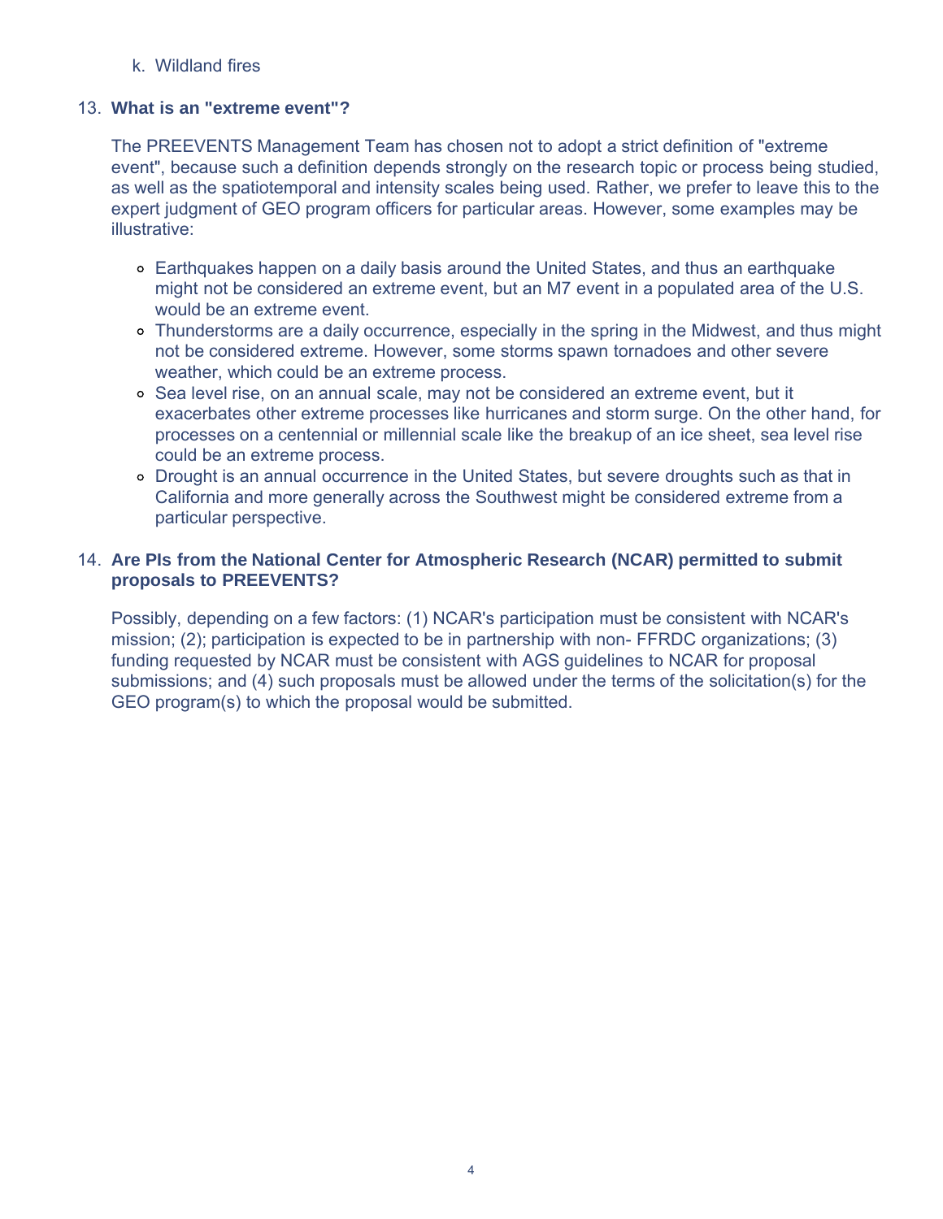k. Wildland fires

13. **What is an "extreme event"?**

    The PREEVENTS Management Team has chosen not to adopt a strict definition of "extreme event", because such a definition depends strongly on the research topic or process being studied, as well as the spatiotemporal and intensity scales being used. Rather, we prefer to leave this to the expert judgment of GEO program officers for particular areas. However, some examples may be illustrative:

    - Earthquakes happen on a daily basis around the United States, and thus an earthquake might not be considered an extreme event, but an M7 event in a populated area of the U.S. would be an extreme event.
    - Thunderstorms are a daily occurrence, especially in the spring in the Midwest, and thus might not be considered extreme. However, some storms spawn tornadoes and other severe weather, which could be an extreme process.
    - Sea level rise, on an annual scale, may not be considered an extreme event, but it exacerbates other extreme processes like hurricanes and storm surge. On the other hand, for processes on a centennial or millennial scale like the breakup of an ice sheet, sea level rise could be an extreme process.
    - Drought is an annual occurrence in the United States, but severe droughts such as that in California and more generally across the Southwest might be considered extreme from a particular perspective.

14. **Are PIs from the National Center for Atmospheric Research (NCAR) permitted to submit proposals to PREEVENTS?**

    Possibly, depending on a few factors: (1) NCAR's participation must be consistent with NCAR's mission; (2); participation is expected to be in partnership with non- FFRDC organizations; (3) funding requested by NCAR must be consistent with AGS guidelines to NCAR for proposal submissions; and (4) such proposals must be allowed under the terms of the solicitation(s) for the GEO program(s) to which the proposal would be submitted.